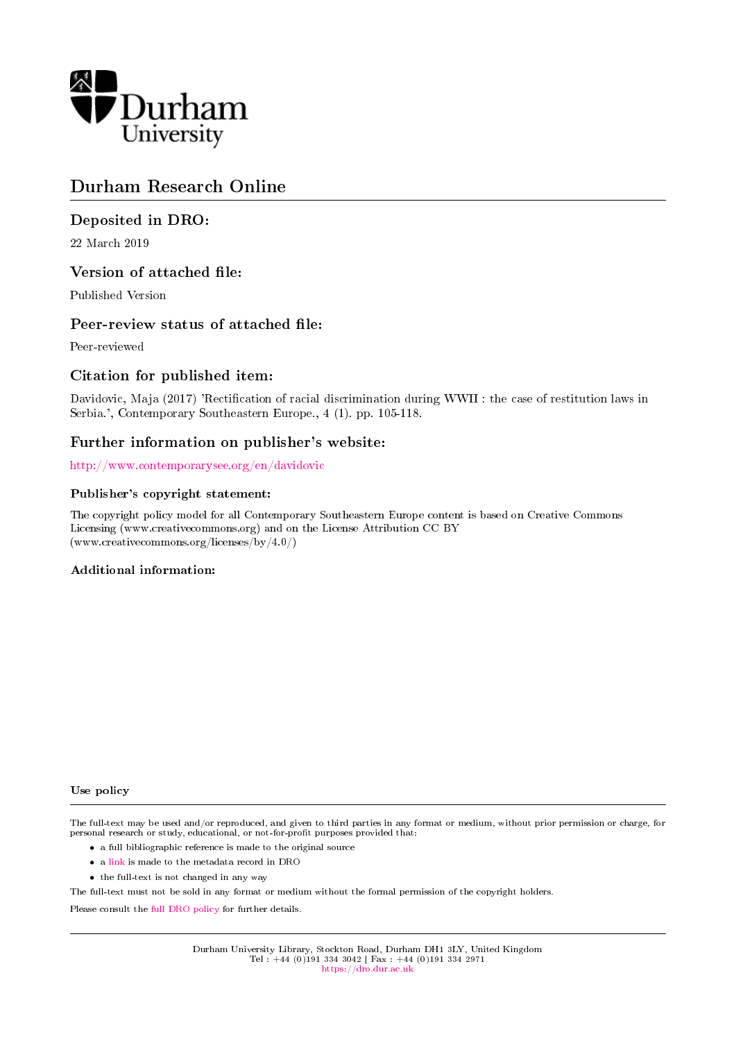Durham University

# Durham Research Online

## Deposited in DRO:

22 March 2019

## Version of attached file:

Published Version

## Peer-review status of attached file:

Peer-reviewed

## Citation for published item:

Davidovic, Maja (2017) 'Rectification of racial discrimination during WWII : the case of restitution laws in Serbia.', Contemporary Southeastern Europe., 4 (1). pp. 105-118.

## Further information on publisher's website:

http://www.contemporarysee.org/en/davidovic

### Publisher's copyright statement:

The copyright policy model for all Contemporary Southeastern Europe content is based on Creative Commons Licensing (www.creativecommons.org) and on the License Attribution CC BY (www.creativecommons.org/licenses/by/4.0/)

### Additional information:

### Use policy

The full-text may be used and/or reproduced, and given to third parties in any format or medium, without prior permission or charge, for personal research or study, educational, or not-for-profit purposes provided that:

- a full bibliographic reference is made to the original source
- a link is made to the metadata record in DRO
- the full-text is not changed in any way

The full-text must not be sold in any format or medium without the formal permission of the copyright holders.

Please consult the full DRO policy for further details.

Durham University Library, Stockton Road, Durham DH1 3LY, United Kingdom
Tel : +44 (0)191 334 3042 | Fax : +44 (0)191 334 2971
https://dro.dur.ac.uk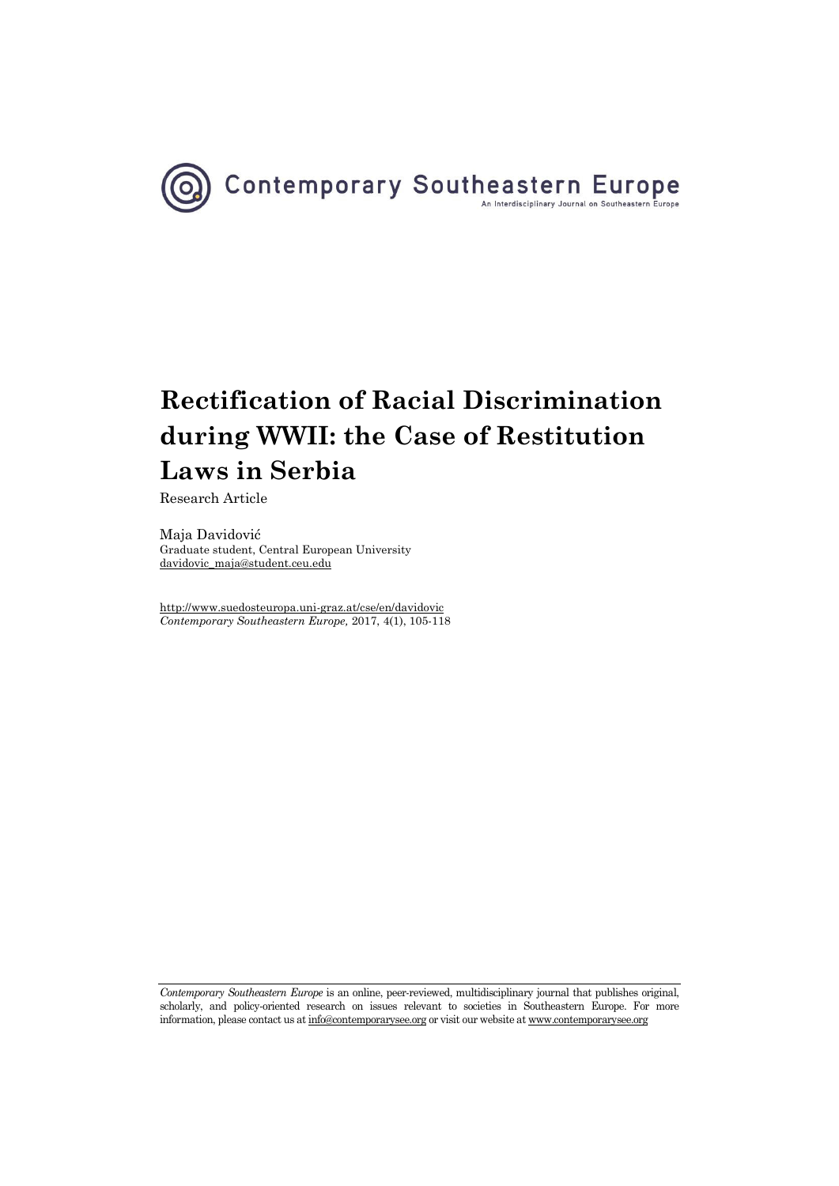Contemporary Southeastern Europe

An Interdisciplinary Journal on Southeastern Europe

# Rectification of Racial Discrimination during WWII: the Case of Restitution Laws in Serbia

Research Article

Maja Davidović
Graduate student, Central European University
davidovic_maja@student.ceu.edu

http://www.suedosteuropa.uni-graz.at/cse/en/davidovic
*Contemporary Southeastern Europe,* 2017, 4(1), 105-118

*Contemporary Southeastern Europe* is an online, peer-reviewed, multidisciplinary journal that publishes original, scholarly, and policy-oriented research on issues relevant to societies in Southeastern Europe. For more information, please contact us at info@contemporarysee.org or visit our website at www.contemporarysee.org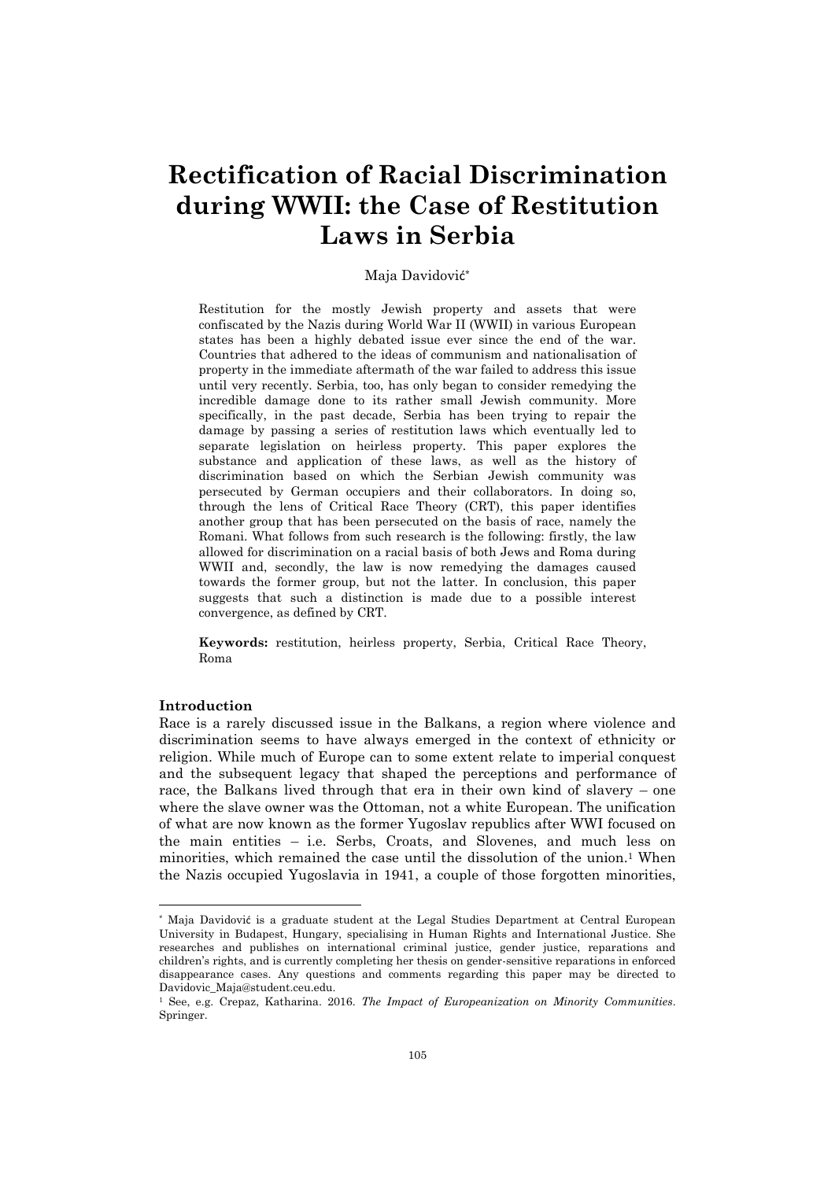# Rectification of Racial Discrimination during WWII: the Case of Restitution Laws in Serbia

Maja Davidović[*]

Restitution for the mostly Jewish property and assets that were confiscated by the Nazis during World War II (WWII) in various European states has been a highly debated issue ever since the end of the war. Countries that adhered to the ideas of communism and nationalisation of property in the immediate aftermath of the war failed to address this issue until very recently. Serbia, too, has only began to consider remedying the incredible damage done to its rather small Jewish community. More specifically, in the past decade, Serbia has been trying to repair the damage by passing a series of restitution laws which eventually led to separate legislation on heirless property. This paper explores the substance and application of these laws, as well as the history of discrimination based on which the Serbian Jewish community was persecuted by German occupiers and their collaborators. In doing so, through the lens of Critical Race Theory (CRT), this paper identifies another group that has been persecuted on the basis of race, namely the Romani. What follows from such research is the following: firstly, the law allowed for discrimination on a racial basis of both Jews and Roma during WWII and, secondly, the law is now remedying the damages caused towards the former group, but not the latter. In conclusion, this paper suggests that such a distinction is made due to a possible interest convergence, as defined by CRT.

**Keywords:** restitution, heirless property, Serbia, Critical Race Theory, Roma

**Introduction**

Race is a rarely discussed issue in the Balkans, a region where violence and discrimination seems to have always emerged in the context of ethnicity or religion. While much of Europe can to some extent relate to imperial conquest and the subsequent legacy that shaped the perceptions and performance of race, the Balkans lived through that era in their own kind of slavery – one where the slave owner was the Ottoman, not a white European. The unification of what are now known as the former Yugoslav republics after WWI focused on the main entities – i.e. Serbs, Croats, and Slovenes, and much less on minorities, which remained the case until the dissolution of the union.[1] When the Nazis occupied Yugoslavia in 1941, a couple of those forgotten minorities,

---

[*] Maja Davidović is a graduate student at the Legal Studies Department at Central European University in Budapest, Hungary, specialising in Human Rights and International Justice. She researches and publishes on international criminal justice, gender justice, reparations and children's rights, and is currently completing her thesis on gender-sensitive reparations in enforced disappearance cases. Any questions and comments regarding this paper may be directed to Davidovic_Maja@student.ceu.edu.

[1] See, e.g. Crepaz, Katharina. 2016. *The Impact of Europeanization on Minority Communities*. Springer.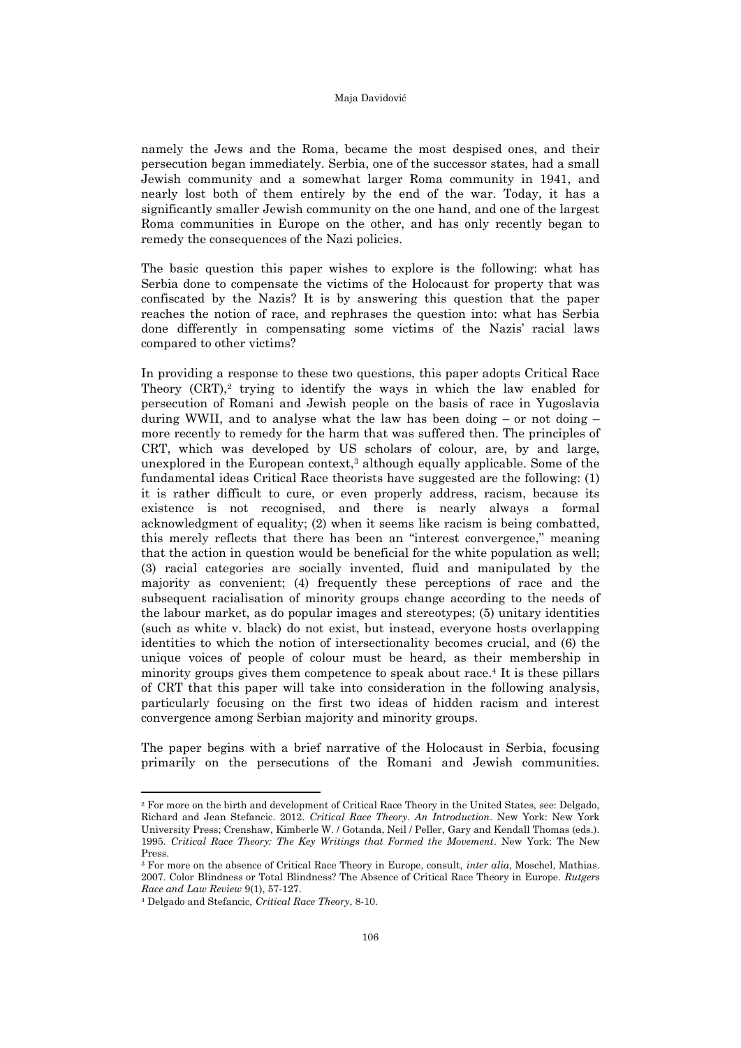namely the Jews and the Roma, became the most despised ones, and their persecution began immediately. Serbia, one of the successor states, had a small Jewish community and a somewhat larger Roma community in 1941, and nearly lost both of them entirely by the end of the war. Today, it has a significantly smaller Jewish community on the one hand, and one of the largest Roma communities in Europe on the other, and has only recently began to remedy the consequences of the Nazi policies.

The basic question this paper wishes to explore is the following: what has Serbia done to compensate the victims of the Holocaust for property that was confiscated by the Nazis? It is by answering this question that the paper reaches the notion of race, and rephrases the question into: what has Serbia done differently in compensating some victims of the Nazis' racial laws compared to other victims?

In providing a response to these two questions, this paper adopts Critical Race Theory (CRT),[2] trying to identify the ways in which the law enabled for persecution of Romani and Jewish people on the basis of race in Yugoslavia during WWII, and to analyse what the law has been doing – or not doing – more recently to remedy for the harm that was suffered then. The principles of CRT, which was developed by US scholars of colour, are, by and large, unexplored in the European context,[3] although equally applicable. Some of the fundamental ideas Critical Race theorists have suggested are the following: (1) it is rather difficult to cure, or even properly address, racism, because its existence is not recognised, and there is nearly always a formal acknowledgment of equality; (2) when it seems like racism is being combatted, this merely reflects that there has been an "interest convergence," meaning that the action in question would be beneficial for the white population as well; (3) racial categories are socially invented, fluid and manipulated by the majority as convenient; (4) frequently these perceptions of race and the subsequent racialisation of minority groups change according to the needs of the labour market, as do popular images and stereotypes; (5) unitary identities (such as white v. black) do not exist, but instead, everyone hosts overlapping identities to which the notion of intersectionality becomes crucial, and (6) the unique voices of people of colour must be heard, as their membership in minority groups gives them competence to speak about race.[4] It is these pillars of CRT that this paper will take into consideration in the following analysis, particularly focusing on the first two ideas of hidden racism and interest convergence among Serbian majority and minority groups.

The paper begins with a brief narrative of the Holocaust in Serbia, focusing primarily on the persecutions of the Romani and Jewish communities.

---

[2] For more on the birth and development of Critical Race Theory in the United States, see: Delgado, Richard and Jean Stefancic. 2012. *Critical Race Theory. An Introduction*. New York: New York University Press; Crenshaw, Kimberle W. / Gotanda, Neil / Peller, Gary and Kendall Thomas (eds.). 1995. *Critical Race Theory: The Key Writings that Formed the Movement*. New York: The New Press.

[3] For more on the absence of Critical Race Theory in Europe, consult, *inter alia*, Moschel, Mathias. 2007. Color Blindness or Total Blindness? The Absence of Critical Race Theory in Europe. *Rutgers Race and Law Review* 9(1), 57-127.

[4] Delgado and Stefancic, *Critical Race Theory*, 8-10.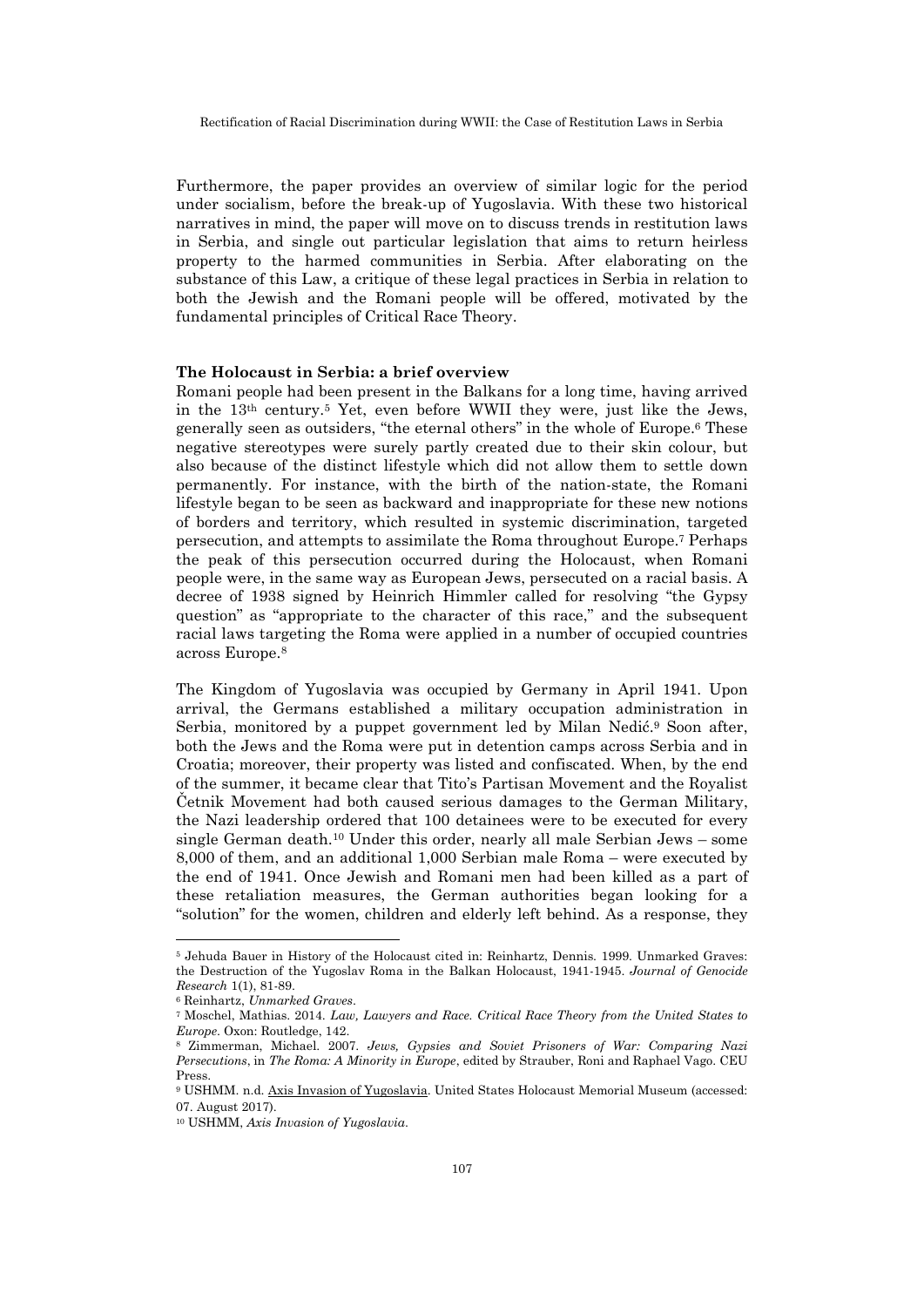Furthermore, the paper provides an overview of similar logic for the period under socialism, before the break-up of Yugoslavia. With these two historical narratives in mind, the paper will move on to discuss trends in restitution laws in Serbia, and single out particular legislation that aims to return heirless property to the harmed communities in Serbia. After elaborating on the substance of this Law, a critique of these legal practices in Serbia in relation to both the Jewish and the Romani people will be offered, motivated by the fundamental principles of Critical Race Theory.

**The Holocaust in Serbia: a brief overview**

Romani people had been present in the Balkans for a long time, having arrived in the 13th century.[5] Yet, even before WWII they were, just like the Jews, generally seen as outsiders, "the eternal others" in the whole of Europe.[6] These negative stereotypes were surely partly created due to their skin colour, but also because of the distinct lifestyle which did not allow them to settle down permanently. For instance, with the birth of the nation-state, the Romani lifestyle began to be seen as backward and inappropriate for these new notions of borders and territory, which resulted in systemic discrimination, targeted persecution, and attempts to assimilate the Roma throughout Europe.[7] Perhaps the peak of this persecution occurred during the Holocaust, when Romani people were, in the same way as European Jews, persecuted on a racial basis. A decree of 1938 signed by Heinrich Himmler called for resolving "the Gypsy question" as "appropriate to the character of this race," and the subsequent racial laws targeting the Roma were applied in a number of occupied countries across Europe.[8]

The Kingdom of Yugoslavia was occupied by Germany in April 1941. Upon arrival, the Germans established a military occupation administration in Serbia, monitored by a puppet government led by Milan Nedić.[9] Soon after, both the Jews and the Roma were put in detention camps across Serbia and in Croatia; moreover, their property was listed and confiscated. When, by the end of the summer, it became clear that Tito's Partisan Movement and the Royalist Četnik Movement had both caused serious damages to the German Military, the Nazi leadership ordered that 100 detainees were to be executed for every single German death.[10] Under this order, nearly all male Serbian Jews – some 8,000 of them, and an additional 1,000 Serbian male Roma – were executed by the end of 1941. Once Jewish and Romani men had been killed as a part of these retaliation measures, the German authorities began looking for a "solution" for the women, children and elderly left behind. As a response, they

---

[5] Jehuda Bauer in History of the Holocaust cited in: Reinhartz, Dennis. 1999. Unmarked Graves: the Destruction of the Yugoslav Roma in the Balkan Holocaust, 1941-1945. *Journal of Genocide Research* 1(1), 81-89.

[6] Reinhartz, *Unmarked Graves*.

[7] Moschel, Mathias. 2014. *Law, Lawyers and Race. Critical Race Theory from the United States to Europe*. Oxon: Routledge, 142.

[8] Zimmerman, Michael. 2007. *Jews, Gypsies and Soviet Prisoners of War: Comparing Nazi Persecutions*, in *The Roma: A Minority in Europe*, edited by Strauber, Roni and Raphael Vago. CEU Press.

[9] USHMM. n.d. Axis Invasion of Yugoslavia. United States Holocaust Memorial Museum (accessed: 07. August 2017).

[10] USHMM, *Axis Invasion of Yugoslavia*.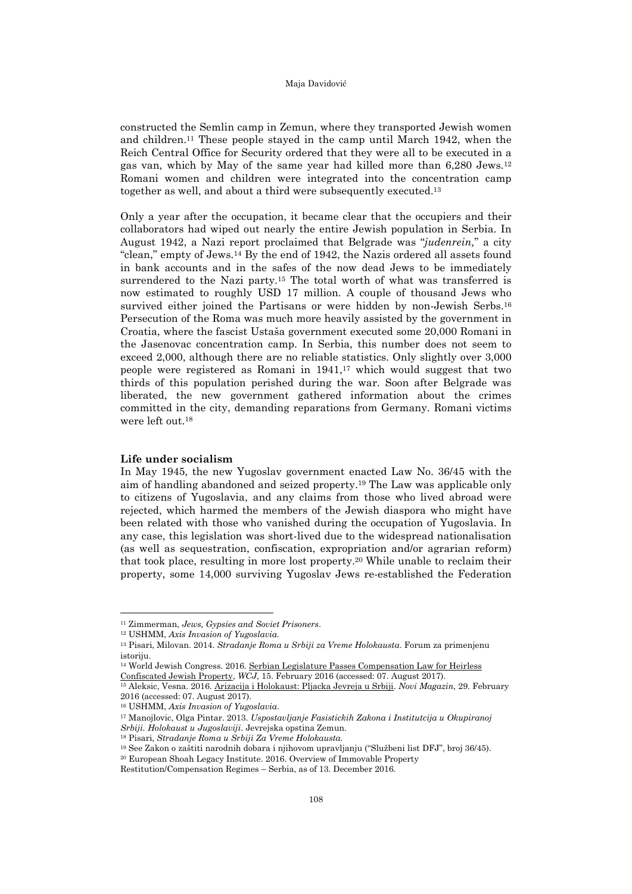constructed the Semlin camp in Zemun, where they transported Jewish women and children.[11] These people stayed in the camp until March 1942, when the Reich Central Office for Security ordered that they were all to be executed in a gas van, which by May of the same year had killed more than 6,280 Jews.[12] Romani women and children were integrated into the concentration camp together as well, and about a third were subsequently executed.[13]

Only a year after the occupation, it became clear that the occupiers and their collaborators had wiped out nearly the entire Jewish population in Serbia. In August 1942, a Nazi report proclaimed that Belgrade was "*judenrein,*" a city "clean," empty of Jews.[14] By the end of 1942, the Nazis ordered all assets found in bank accounts and in the safes of the now dead Jews to be immediately surrendered to the Nazi party.[15] The total worth of what was transferred is now estimated to roughly USD 17 million. A couple of thousand Jews who survived either joined the Partisans or were hidden by non-Jewish Serbs.[16] Persecution of the Roma was much more heavily assisted by the government in Croatia, where the fascist Ustaša government executed some 20,000 Romani in the Jasenovac concentration camp. In Serbia, this number does not seem to exceed 2,000, although there are no reliable statistics. Only slightly over 3,000 people were registered as Romani in 1941,[17] which would suggest that two thirds of this population perished during the war. Soon after Belgrade was liberated, the new government gathered information about the crimes committed in the city, demanding reparations from Germany. Romani victims were left out.[18]

**Life under socialism**

In May 1945, the new Yugoslav government enacted Law No. 36/45 with the aim of handling abandoned and seized property.[19] The Law was applicable only to citizens of Yugoslavia, and any claims from those who lived abroad were rejected, which harmed the members of the Jewish diaspora who might have been related with those who vanished during the occupation of Yugoslavia. In any case, this legislation was short-lived due to the widespread nationalisation (as well as sequestration, confiscation, expropriation and/or agrarian reform) that took place, resulting in more lost property.[20] While unable to reclaim their property, some 14,000 surviving Yugoslav Jews re-established the Federation

---

[11] Zimmerman, *Jews, Gypsies and Soviet Prisoners*.

[12] USHMM, *Axis Invasion of Yugoslavia.*

[13] Pisari, Milovan. 2014. *Stradanje Roma u Srbiji za Vreme Holokausta*. Forum za primenjenu istoriju.

[14] World Jewish Congress. 2016. Serbian Legislature Passes Compensation Law for Heirless Confiscated Jewish Property, *WCJ*, 15. February 2016 (accessed: 07. August 2017).

[15] Aleksic, Vesna. 2016. Arizacija i Holokaust: Pljacka Jevreja u Srbiji. *Novi Magazin*, 29. February 2016 (accessed: 07. August 2017).

[16] USHMM, *Axis Invasion of Yugoslavia.*

[17] Manojlovic, Olga Pintar. 2013. *Uspostavljanje Fasistickih Zakona i Institutcija u Okupiranoj Srbiji. Holokaust u Jugoslaviji.* Jevrejska opstina Zemun.

[18] Pisari, *Stradanje Roma u Srbiji Za Vreme Holokausta.*

[19] See Zakon o zaštiti narodnih dobara i njihovom upravljanju ("Službeni list DFJ", broj 36/45).

[20] European Shoah Legacy Institute. 2016. Overview of Immovable Property Restitution/Compensation Regimes – Serbia, as of 13. December 2016.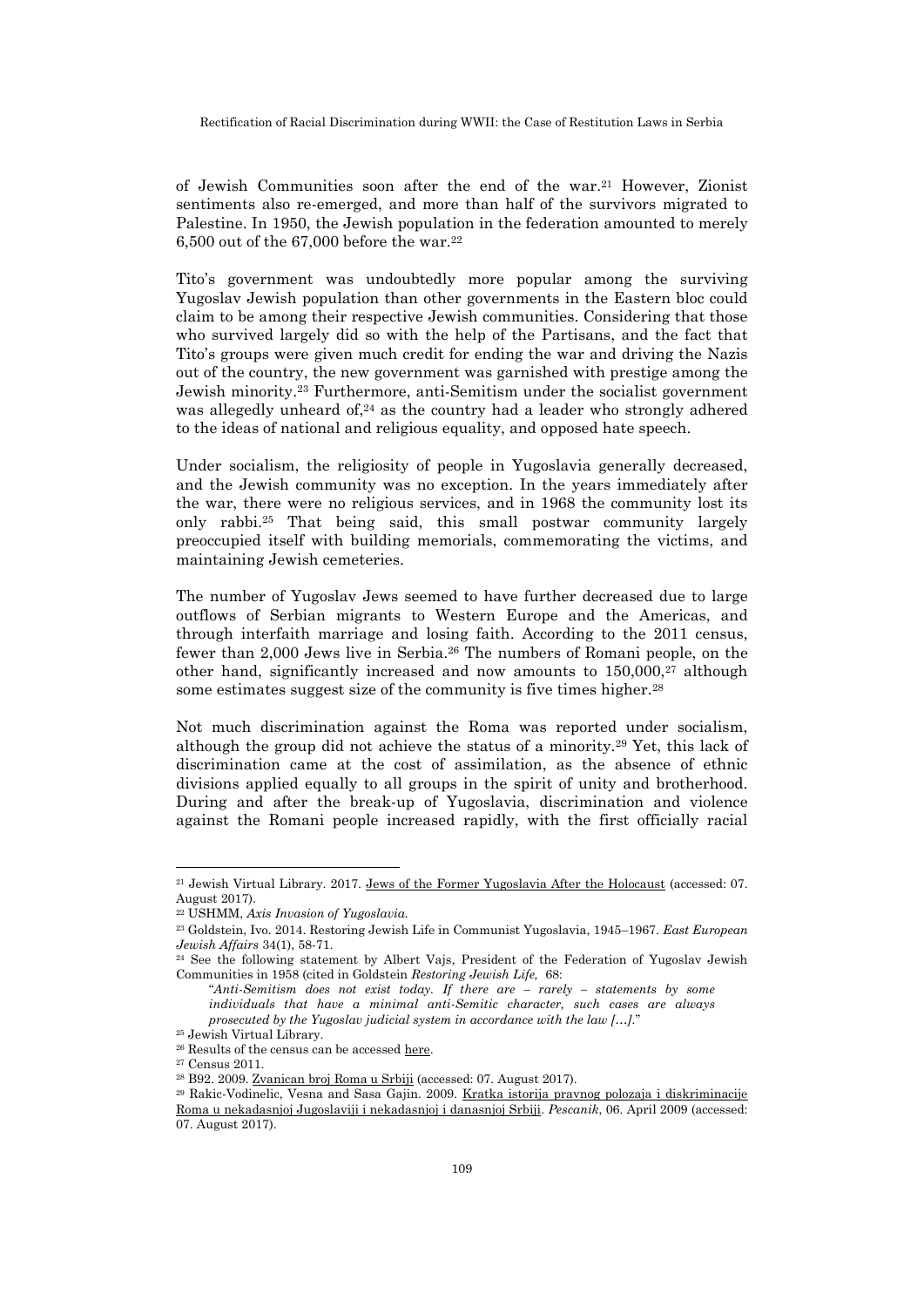of Jewish Communities soon after the end of the war.[21] However, Zionist sentiments also re-emerged, and more than half of the survivors migrated to Palestine. In 1950, the Jewish population in the federation amounted to merely 6,500 out of the 67,000 before the war.[22]

Tito's government was undoubtedly more popular among the surviving Yugoslav Jewish population than other governments in the Eastern bloc could claim to be among their respective Jewish communities. Considering that those who survived largely did so with the help of the Partisans, and the fact that Tito's groups were given much credit for ending the war and driving the Nazis out of the country, the new government was garnished with prestige among the Jewish minority.[23] Furthermore, anti-Semitism under the socialist government was allegedly unheard of,[24] as the country had a leader who strongly adhered to the ideas of national and religious equality, and opposed hate speech.

Under socialism, the religiosity of people in Yugoslavia generally decreased, and the Jewish community was no exception. In the years immediately after the war, there were no religious services, and in 1968 the community lost its only rabbi.[25] That being said, this small postwar community largely preoccupied itself with building memorials, commemorating the victims, and maintaining Jewish cemeteries.

The number of Yugoslav Jews seemed to have further decreased due to large outflows of Serbian migrants to Western Europe and the Americas, and through interfaith marriage and losing faith. According to the 2011 census, fewer than 2,000 Jews live in Serbia.[26] The numbers of Romani people, on the other hand, significantly increased and now amounts to 150,000,[27] although some estimates suggest size of the community is five times higher.[28]

Not much discrimination against the Roma was reported under socialism, although the group did not achieve the status of a minority.[29] Yet, this lack of discrimination came at the cost of assimilation, as the absence of ethnic divisions applied equally to all groups in the spirit of unity and brotherhood. During and after the break-up of Yugoslavia, discrimination and violence against the Romani people increased rapidly, with the first officially racial

---

[21] Jewish Virtual Library. 2017. Jews of the Former Yugoslavia After the Holocaust (accessed: 07. August 2017).

[22] USHMM, *Axis Invasion of Yugoslavia.*

[23] Goldstein, Ivo. 2014. Restoring Jewish Life in Communist Yugoslavia, 1945–1967. *East European Jewish Affairs* 34(1), 58-71.

[24] See the following statement by Albert Vajs, President of the Federation of Yugoslav Jewish Communities in 1958 (cited in Goldstein *Restoring Jewish Life,* 68:

> "*Anti-Semitism does not exist today. If there are – rarely – statements by some individuals that have a minimal anti-Semitic character, such cases are always prosecuted by the Yugoslav judicial system in accordance with the law […].*"

[25] Jewish Virtual Library.

[26] Results of the census can be accessed here.

[27] Census 2011.

[28] B92. 2009. Zvanican broj Roma u Srbiji (accessed: 07. August 2017).

[29] Rakic-Vodinelic, Vesna and Sasa Gajin. 2009. Kratka istorija pravnog polozaja i diskriminacije Roma u nekadasnjoj Jugoslaviji i nekadasnjoj i danasnjoj Srbiji. *Pescanik*, 06. April 2009 (accessed: 07. August 2017).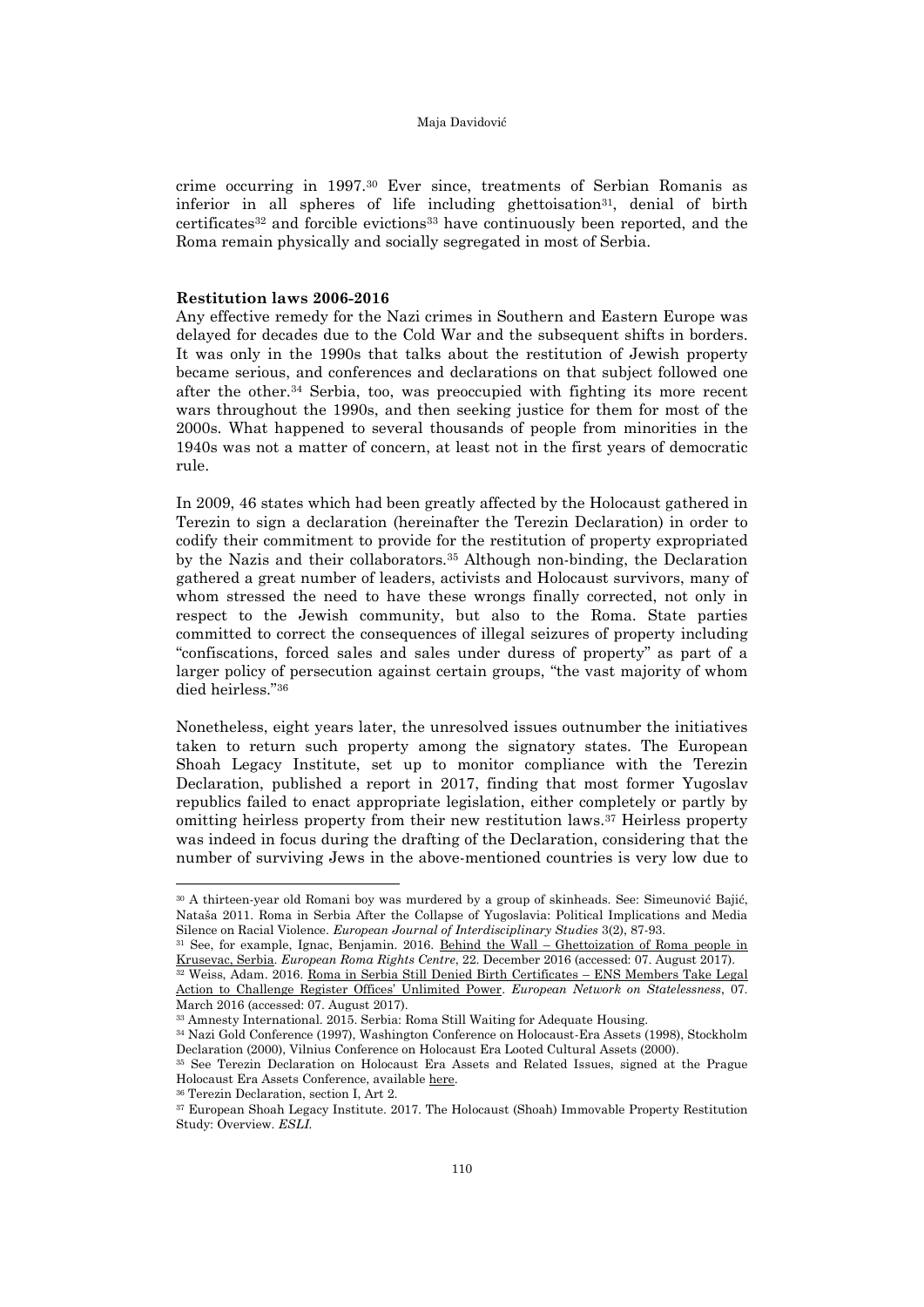crime occurring in 1997.[30] Ever since, treatments of Serbian Romanis as inferior in all spheres of life including ghettoisation[31], denial of birth certificates[32] and forcible evictions[33] have continuously been reported, and the Roma remain physically and socially segregated in most of Serbia.

**Restitution laws 2006-2016**

Any effective remedy for the Nazi crimes in Southern and Eastern Europe was delayed for decades due to the Cold War and the subsequent shifts in borders. It was only in the 1990s that talks about the restitution of Jewish property became serious, and conferences and declarations on that subject followed one after the other.[34] Serbia, too, was preoccupied with fighting its more recent wars throughout the 1990s, and then seeking justice for them for most of the 2000s. What happened to several thousands of people from minorities in the 1940s was not a matter of concern, at least not in the first years of democratic rule.

In 2009, 46 states which had been greatly affected by the Holocaust gathered in Terezin to sign a declaration (hereinafter the Terezin Declaration) in order to codify their commitment to provide for the restitution of property expropriated by the Nazis and their collaborators.[35] Although non-binding, the Declaration gathered a great number of leaders, activists and Holocaust survivors, many of whom stressed the need to have these wrongs finally corrected, not only in respect to the Jewish community, but also to the Roma. State parties committed to correct the consequences of illegal seizures of property including "confiscations, forced sales and sales under duress of property" as part of a larger policy of persecution against certain groups, "the vast majority of whom died heirless."[36]

Nonetheless, eight years later, the unresolved issues outnumber the initiatives taken to return such property among the signatory states. The European Shoah Legacy Institute, set up to monitor compliance with the Terezin Declaration, published a report in 2017, finding that most former Yugoslav republics failed to enact appropriate legislation, either completely or partly by omitting heirless property from their new restitution laws.[37] Heirless property was indeed in focus during the drafting of the Declaration, considering that the number of surviving Jews in the above-mentioned countries is very low due to

---

[30] A thirteen-year old Romani boy was murdered by a group of skinheads. See: Simeunović Bajić, Nataša 2011. Roma in Serbia After the Collapse of Yugoslavia: Political Implications and Media Silence on Racial Violence. *European Journal of Interdisciplinary Studies* 3(2), 87-93.

[31] See, for example, Ignac, Benjamin. 2016. Behind the Wall – Ghettoization of Roma people in Krusevac, Serbia. *European Roma Rights Centre*, 22. December 2016 (accessed: 07. August 2017).

[32] Weiss, Adam. 2016. Roma in Serbia Still Denied Birth Certificates – ENS Members Take Legal Action to Challenge Register Offices' Unlimited Power. *European Network on Statelessness*, 07. March 2016 (accessed: 07. August 2017).

[33] Amnesty International. 2015. Serbia: Roma Still Waiting for Adequate Housing.

[34] Nazi Gold Conference (1997), Washington Conference on Holocaust-Era Assets (1998), Stockholm Declaration (2000), Vilnius Conference on Holocaust Era Looted Cultural Assets (2000).

[35] See Terezin Declaration on Holocaust Era Assets and Related Issues, signed at the Prague Holocaust Era Assets Conference, available here.

[36] Terezin Declaration, section I, Art 2.

[37] European Shoah Legacy Institute. 2017. The Holocaust (Shoah) Immovable Property Restitution Study: Overview. *ESLI*.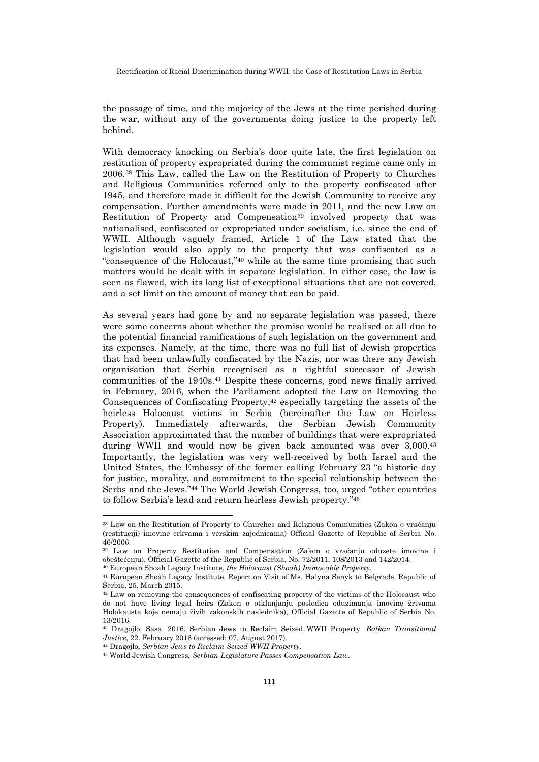the passage of time, and the majority of the Jews at the time perished during the war, without any of the governments doing justice to the property left behind.

With democracy knocking on Serbia's door quite late, the first legislation on restitution of property expropriated during the communist regime came only in 2006.[38] This Law, called the Law on the Restitution of Property to Churches and Religious Communities referred only to the property confiscated after 1945, and therefore made it difficult for the Jewish Community to receive any compensation. Further amendments were made in 2011, and the new Law on Restitution of Property and Compensation[39] involved property that was nationalised, confiscated or expropriated under socialism, i.e. since the end of WWII. Although vaguely framed, Article 1 of the Law stated that the legislation would also apply to the property that was confiscated as a "consequence of the Holocaust,"[40] while at the same time promising that such matters would be dealt with in separate legislation. In either case, the law is seen as flawed, with its long list of exceptional situations that are not covered, and a set limit on the amount of money that can be paid.

As several years had gone by and no separate legislation was passed, there were some concerns about whether the promise would be realised at all due to the potential financial ramifications of such legislation on the government and its expenses. Namely, at the time, there was no full list of Jewish properties that had been unlawfully confiscated by the Nazis, nor was there any Jewish organisation that Serbia recognised as a rightful successor of Jewish communities of the 1940s.[41] Despite these concerns, good news finally arrived in February, 2016, when the Parliament adopted the Law on Removing the Consequences of Confiscating Property,[42] especially targeting the assets of the heirless Holocaust victims in Serbia (hereinafter the Law on Heirless Property). Immediately afterwards, the Serbian Jewish Community Association approximated that the number of buildings that were expropriated during WWII and would now be given back amounted was over 3,000.[43] Importantly, the legislation was very well-received by both Israel and the United States, the Embassy of the former calling February 23 "a historic day for justice, morality, and commitment to the special relationship between the Serbs and the Jews."[44] The World Jewish Congress, too, urged "other countries to follow Serbia's lead and return heirless Jewish property."[45]

---

[38] Law on the Restitution of Property to Churches and Religious Communities (Zakon o vraćanju (restituciji) imovine crkvama i verskim zajednicama) Official Gazette of Republic of Serbia No. 46/2006.

[39] Law on Property Restitution and Compensation (Zakon o vraćanju oduzete imovine i obeštećenju), Official Gazette of the Republic of Serbia, No. 72/2011, 108/2013 and 142/2014.

[40] European Shoah Legacy Institute, *the Holocaust (Shoah) Immovable Property*.

[41] European Shoah Legacy Institute, Report on Visit of Ms. Halyna Senyk to Belgrade, Republic of Serbia, 25. March 2015.

[42] Law on removing the consequences of confiscating property of the victims of the Holocaust who do not have living legal heirs (Zakon o otklanjanju posledica oduzimanja imovine žrtvama Holokausta koje nemaju živih zakonskih naslednika), Official Gazette of Republic of Serbia No. 13/2016.

[43] Dragojlo, Sasa. 2016. Serbian Jews to Reclaim Seized WWII Property. *Balkan Transitional Justice*, 22. February 2016 (accessed: 07. August 2017).

[44] Dragojlo, *Serbian Jews to Reclaim Seized WWII Property*.

[45] World Jewish Congress, *Serbian Legislature Passes Compensation Law*.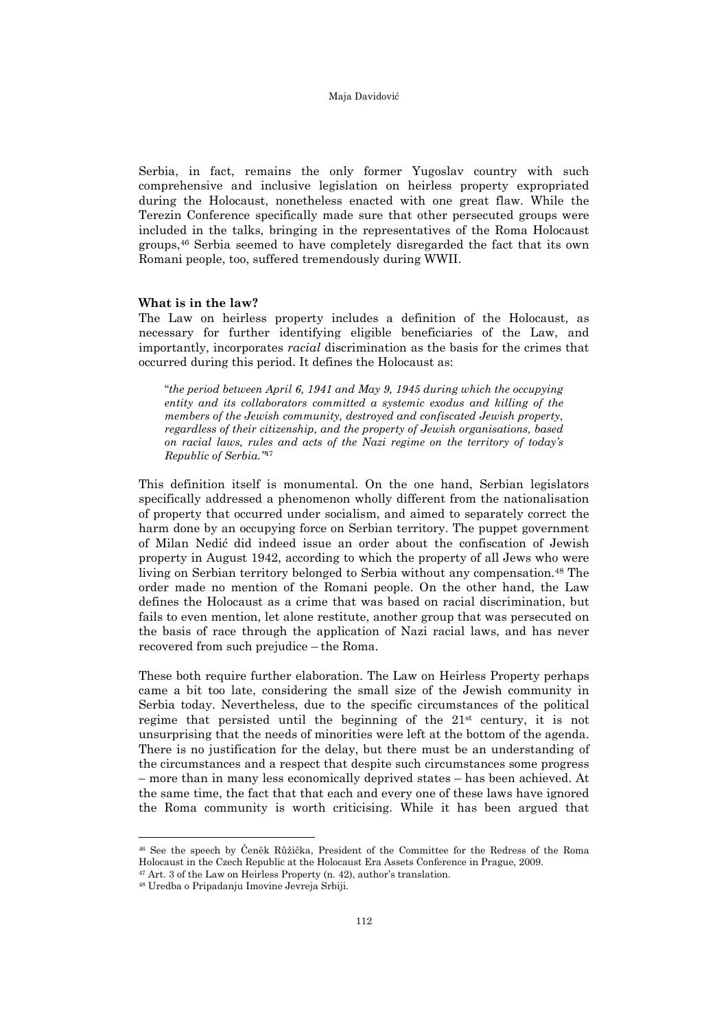Serbia, in fact, remains the only former Yugoslav country with such comprehensive and inclusive legislation on heirless property expropriated during the Holocaust, nonetheless enacted with one great flaw. While the Terezin Conference specifically made sure that other persecuted groups were included in the talks, bringing in the representatives of the Roma Holocaust groups,[46] Serbia seemed to have completely disregarded the fact that its own Romani people, too, suffered tremendously during WWII.

**What is in the law?**

The Law on heirless property includes a definition of the Holocaust, as necessary for further identifying eligible beneficiaries of the Law, and importantly, incorporates *racial* discrimination as the basis for the crimes that occurred during this period. It defines the Holocaust as:

> "*the period between April 6, 1941 and May 9, 1945 during which the occupying entity and its collaborators committed a systemic exodus and killing of the members of the Jewish community, destroyed and confiscated Jewish property, regardless of their citizenship, and the property of Jewish organisations, based on racial laws, rules and acts of the Nazi regime on the territory of today's Republic of Serbia."*[47]

This definition itself is monumental. On the one hand, Serbian legislators specifically addressed a phenomenon wholly different from the nationalisation of property that occurred under socialism, and aimed to separately correct the harm done by an occupying force on Serbian territory. The puppet government of Milan Nedić did indeed issue an order about the confiscation of Jewish property in August 1942, according to which the property of all Jews who were living on Serbian territory belonged to Serbia without any compensation.[48] The order made no mention of the Romani people. On the other hand, the Law defines the Holocaust as a crime that was based on racial discrimination, but fails to even mention, let alone restitute, another group that was persecuted on the basis of race through the application of Nazi racial laws, and has never recovered from such prejudice – the Roma.

These both require further elaboration. The Law on Heirless Property perhaps came a bit too late, considering the small size of the Jewish community in Serbia today. Nevertheless, due to the specific circumstances of the political regime that persisted until the beginning of the 21st century, it is not unsurprising that the needs of minorities were left at the bottom of the agenda. There is no justification for the delay, but there must be an understanding of the circumstances and a respect that despite such circumstances some progress – more than in many less economically deprived states – has been achieved. At the same time, the fact that that each and every one of these laws have ignored the Roma community is worth criticising. While it has been argued that

---

[46] See the speech by Čeněk Růžička, President of the Committee for the Redress of the Roma Holocaust in the Czech Republic at the Holocaust Era Assets Conference in Prague, 2009.

[47] Art. 3 of the Law on Heirless Property (n. 42), author's translation.

[48] Uredba o Pripadanju Imovine Jevreja Srbiji.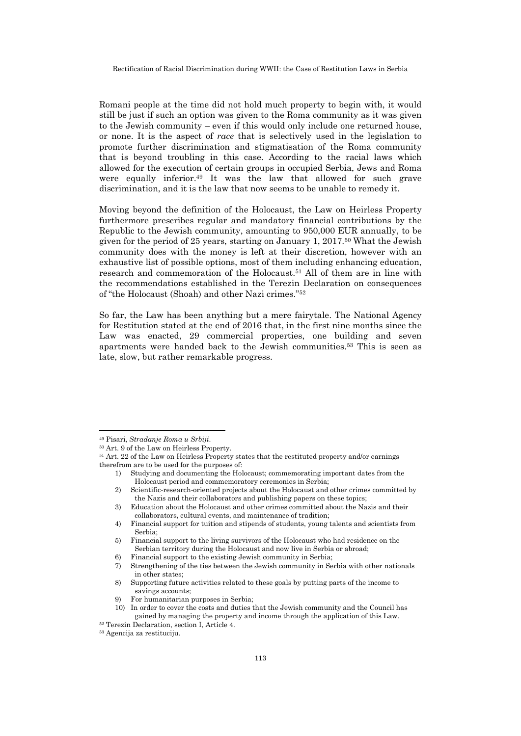Romani people at the time did not hold much property to begin with, it would still be just if such an option was given to the Roma community as it was given to the Jewish community – even if this would only include one returned house, or none. It is the aspect of *race* that is selectively used in the legislation to promote further discrimination and stigmatisation of the Roma community that is beyond troubling in this case. According to the racial laws which allowed for the execution of certain groups in occupied Serbia, Jews and Roma were equally inferior.[49] It was the law that allowed for such grave discrimination, and it is the law that now seems to be unable to remedy it.

Moving beyond the definition of the Holocaust, the Law on Heirless Property furthermore prescribes regular and mandatory financial contributions by the Republic to the Jewish community, amounting to 950,000 EUR annually, to be given for the period of 25 years, starting on January 1, 2017.[50] What the Jewish community does with the money is left at their discretion, however with an exhaustive list of possible options, most of them including enhancing education, research and commemoration of the Holocaust.[51] All of them are in line with the recommendations established in the Terezin Declaration on consequences of "the Holocaust (Shoah) and other Nazi crimes."[52]

So far, the Law has been anything but a mere fairytale. The National Agency for Restitution stated at the end of 2016 that, in the first nine months since the Law was enacted, 29 commercial properties, one building and seven apartments were handed back to the Jewish communities.[53] This is seen as late, slow, but rather remarkable progress.

---

[49] Pisari, *Stradanje Roma u Srbiji*.

[50] Art. 9 of the Law on Heirless Property.

[51] Art. 22 of the Law on Heirless Property states that the restituted property and/or earnings therefrom are to be used for the purposes of:

1) Studying and documenting the Holocaust; commemorating important dates from the Holocaust period and commemoratory ceremonies in Serbia;
2) Scientific-research-oriented projects about the Holocaust and other crimes committed by the Nazis and their collaborators and publishing papers on these topics;
3) Education about the Holocaust and other crimes committed about the Nazis and their collaborators, cultural events, and maintenance of tradition;
4) Financial support for tuition and stipends of students, young talents and scientists from Serbia;
5) Financial support to the living survivors of the Holocaust who had residence on the Serbian territory during the Holocaust and now live in Serbia or abroad;
6) Financial support to the existing Jewish community in Serbia;
7) Strengthening of the ties between the Jewish community in Serbia with other nationals in other states;
8) Supporting future activities related to these goals by putting parts of the income to savings accounts;
9) For humanitarian purposes in Serbia;
10) In order to cover the costs and duties that the Jewish community and the Council has gained by managing the property and income through the application of this Law.

[52] Terezin Declaration, section I, Article 4.

[53] Agencija za restituciju.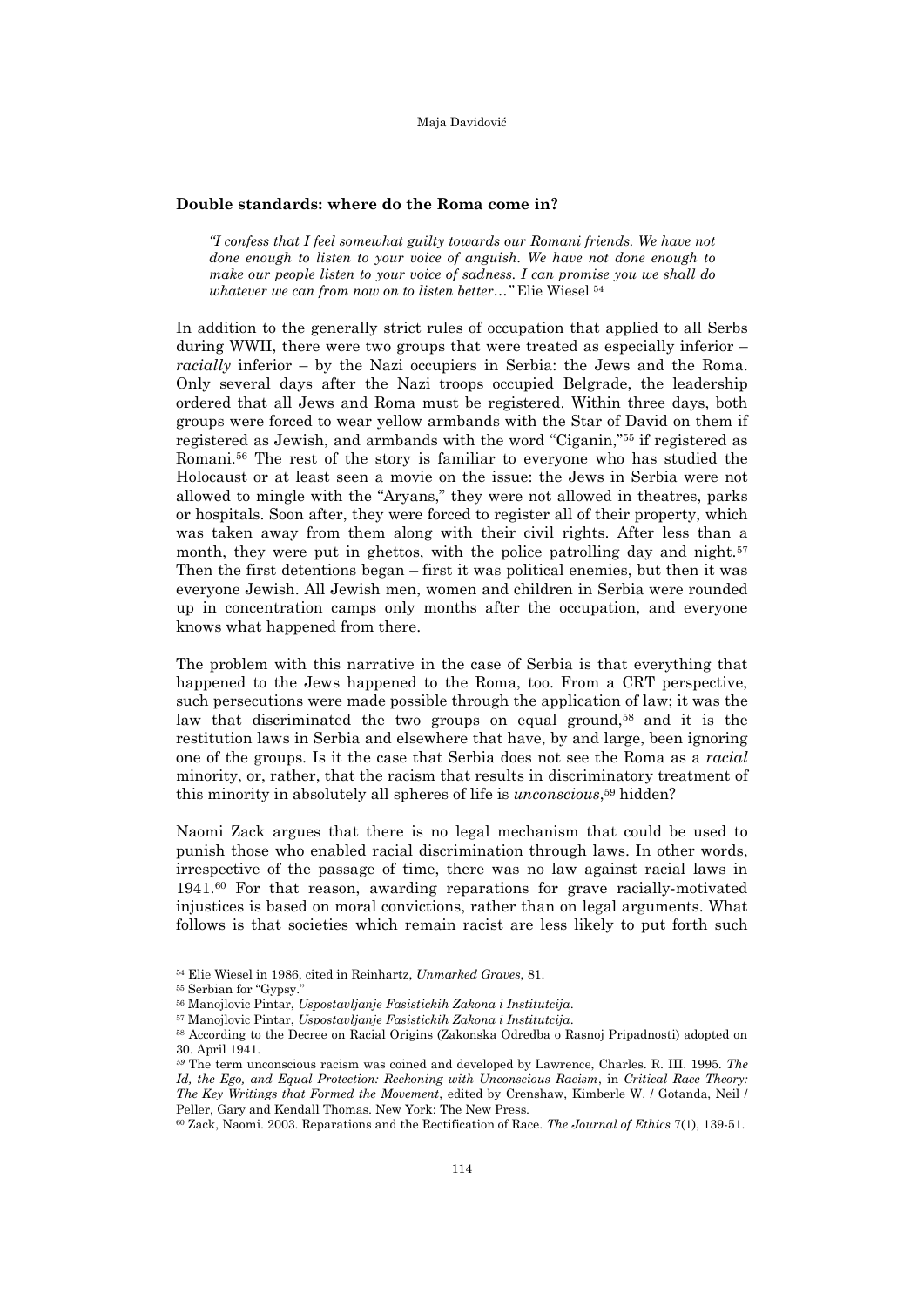### Double standards: where do the Roma come in?

> *"I confess that I feel somewhat guilty towards our Romani friends. We have not done enough to listen to your voice of anguish. We have not done enough to make our people listen to your voice of sadness. I can promise you we shall do whatever we can from now on to listen better…"* Elie Wiesel [54]

In addition to the generally strict rules of occupation that applied to all Serbs during WWII, there were two groups that were treated as especially inferior – *racially* inferior – by the Nazi occupiers in Serbia: the Jews and the Roma. Only several days after the Nazi troops occupied Belgrade, the leadership ordered that all Jews and Roma must be registered. Within three days, both groups were forced to wear yellow armbands with the Star of David on them if registered as Jewish, and armbands with the word "Ciganin,"[55] if registered as Romani.[56] The rest of the story is familiar to everyone who has studied the Holocaust or at least seen a movie on the issue: the Jews in Serbia were not allowed to mingle with the "Aryans," they were not allowed in theatres, parks or hospitals. Soon after, they were forced to register all of their property, which was taken away from them along with their civil rights. After less than a month, they were put in ghettos, with the police patrolling day and night.[57] Then the first detentions began – first it was political enemies, but then it was everyone Jewish. All Jewish men, women and children in Serbia were rounded up in concentration camps only months after the occupation, and everyone knows what happened from there.

The problem with this narrative in the case of Serbia is that everything that happened to the Jews happened to the Roma, too. From a CRT perspective, such persecutions were made possible through the application of law; it was the law that discriminated the two groups on equal ground,[58] and it is the restitution laws in Serbia and elsewhere that have, by and large, been ignoring one of the groups. Is it the case that Serbia does not see the Roma as a *racial* minority, or, rather, that the racism that results in discriminatory treatment of this minority in absolutely all spheres of life is *unconscious*,[59] hidden?

Naomi Zack argues that there is no legal mechanism that could be used to punish those who enabled racial discrimination through laws. In other words, irrespective of the passage of time, there was no law against racial laws in 1941.[60] For that reason, awarding reparations for grave racially-motivated injustices is based on moral convictions, rather than on legal arguments. What follows is that societies which remain racist are less likely to put forth such

---

[54] Elie Wiesel in 1986, cited in Reinhartz, *Unmarked Graves*, 81.

[55] Serbian for "Gypsy."

[56] Manojlovic Pintar, *Uspostavljanje Fasistickih Zakona i Institutcija*.

[57] Manojlovic Pintar, *Uspostavljanje Fasistickih Zakona i Institutcija*.

[58] According to the Decree on Racial Origins (Zakonska Odredba o Rasnoj Pripadnosti) adopted on 30. April 1941.

[59] The term unconscious racism was coined and developed by Lawrence, Charles. R. III. 1995. *The Id, the Ego, and Equal Protection: Reckoning with Unconscious Racism*, in *Critical Race Theory: The Key Writings that Formed the Movement*, edited by Crenshaw, Kimberle W. / Gotanda, Neil / Peller, Gary and Kendall Thomas. New York: The New Press.

[60] Zack, Naomi. 2003. Reparations and the Rectification of Race. *The Journal of Ethics* 7(1), 139-51.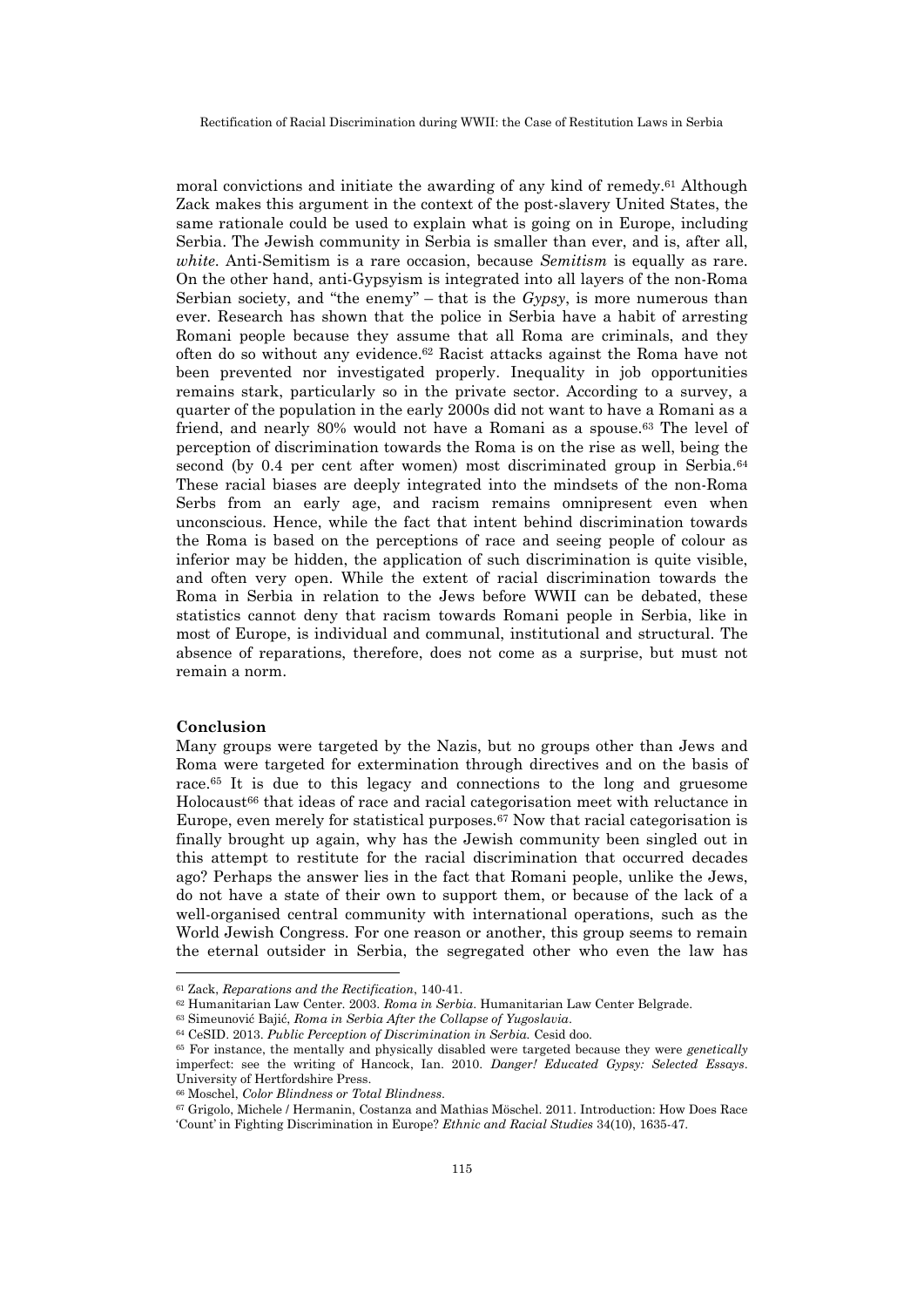moral convictions and initiate the awarding of any kind of remedy.[61] Although Zack makes this argument in the context of the post-slavery United States, the same rationale could be used to explain what is going on in Europe, including Serbia. The Jewish community in Serbia is smaller than ever, and is, after all, *white*. Anti-Semitism is a rare occasion, because *Semitism* is equally as rare. On the other hand, anti-Gypsyism is integrated into all layers of the non-Roma Serbian society, and "the enemy" – that is the *Gypsy*, is more numerous than ever. Research has shown that the police in Serbia have a habit of arresting Romani people because they assume that all Roma are criminals, and they often do so without any evidence.[62] Racist attacks against the Roma have not been prevented nor investigated properly. Inequality in job opportunities remains stark, particularly so in the private sector. According to a survey, a quarter of the population in the early 2000s did not want to have a Romani as a friend, and nearly 80% would not have a Romani as a spouse.[63] The level of perception of discrimination towards the Roma is on the rise as well, being the second (by 0.4 per cent after women) most discriminated group in Serbia.[64] These racial biases are deeply integrated into the mindsets of the non-Roma Serbs from an early age, and racism remains omnipresent even when unconscious. Hence, while the fact that intent behind discrimination towards the Roma is based on the perceptions of race and seeing people of colour as inferior may be hidden, the application of such discrimination is quite visible, and often very open. While the extent of racial discrimination towards the Roma in Serbia in relation to the Jews before WWII can be debated, these statistics cannot deny that racism towards Romani people in Serbia, like in most of Europe, is individual and communal, institutional and structural. The absence of reparations, therefore, does not come as a surprise, but must not remain a norm.

## Conclusion

Many groups were targeted by the Nazis, but no groups other than Jews and Roma were targeted for extermination through directives and on the basis of race.[65] It is due to this legacy and connections to the long and gruesome Holocaust[66] that ideas of race and racial categorisation meet with reluctance in Europe, even merely for statistical purposes.[67] Now that racial categorisation is finally brought up again, why has the Jewish community been singled out in this attempt to restitute for the racial discrimination that occurred decades ago? Perhaps the answer lies in the fact that Romani people, unlike the Jews, do not have a state of their own to support them, or because of the lack of a well-organised central community with international operations, such as the World Jewish Congress. For one reason or another, this group seems to remain the eternal outsider in Serbia, the segregated other who even the law has

---

[61] Zack, *Reparations and the Rectification*, 140-41.

[62] Humanitarian Law Center. 2003. *Roma in Serbia*. Humanitarian Law Center Belgrade.

[63] Simeunović Bajić, *Roma in Serbia After the Collapse of Yugoslavia*.

[64] CeSID. 2013. *Public Perception of Discrimination in Serbia.* Cesid doo.

[65] For instance, the mentally and physically disabled were targeted because they were *genetically* imperfect: see the writing of Hancock, Ian. 2010. *Danger! Educated Gypsy: Selected Essays*. University of Hertfordshire Press.

[66] Moschel, *Color Blindness or Total Blindness*.

[67] Grigolo, Michele / Hermanin, Costanza and Mathias Möschel. 2011. Introduction: How Does Race 'Count' in Fighting Discrimination in Europe? *Ethnic and Racial Studies* 34(10), 1635-47.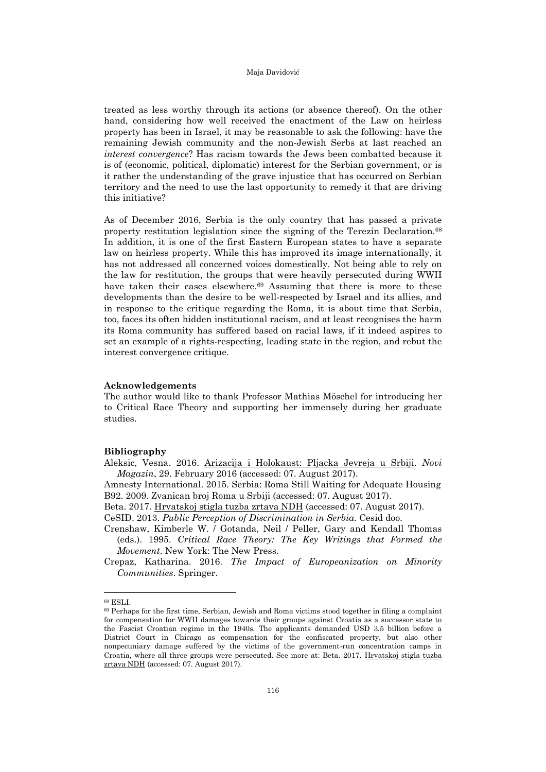treated as less worthy through its actions (or absence thereof). On the other hand, considering how well received the enactment of the Law on heirless property has been in Israel, it may be reasonable to ask the following: have the remaining Jewish community and the non-Jewish Serbs at last reached an *interest convergence*? Has racism towards the Jews been combatted because it is of (economic, political, diplomatic) interest for the Serbian government, or is it rather the understanding of the grave injustice that has occurred on Serbian territory and the need to use the last opportunity to remedy it that are driving this initiative?

As of December 2016, Serbia is the only country that has passed a private property restitution legislation since the signing of the Terezin Declaration.[68] In addition, it is one of the first Eastern European states to have a separate law on heirless property. While this has improved its image internationally, it has not addressed all concerned voices domestically. Not being able to rely on the law for restitution, the groups that were heavily persecuted during WWII have taken their cases elsewhere.[69] Assuming that there is more to these developments than the desire to be well-respected by Israel and its allies, and in response to the critique regarding the Roma, it is about time that Serbia, too, faces its often hidden institutional racism, and at least recognises the harm its Roma community has suffered based on racial laws, if it indeed aspires to set an example of a rights-respecting, leading state in the region, and rebut the interest convergence critique.

**Acknowledgements**

The author would like to thank Professor Mathias Möschel for introducing her to Critical Race Theory and supporting her immensely during her graduate studies.

**Bibliography**

Aleksic, Vesna. 2016. Arizacija i Holokaust: Pljacka Jevreja u Srbiji. *Novi Magazin*, 29. February 2016 (accessed: 07. August 2017).

Amnesty International. 2015. Serbia: Roma Still Waiting for Adequate Housing

B92. 2009. Zvanican broj Roma u Srbiji (accessed: 07. August 2017).

Beta. 2017. Hrvatskoj stigla tuzba zrtava NDH (accessed: 07. August 2017).

CeSID. 2013. *Public Perception of Discrimination in Serbia.* Cesid doo.

Crenshaw, Kimberle W. / Gotanda, Neil / Peller, Gary and Kendall Thomas (eds.). 1995. *Critical Race Theory: The Key Writings that Formed the Movement*. New York: The New Press.

Crepaz, Katharina. 2016. *The Impact of Europeanization on Minority Communities*. Springer.

---

[68] ESLI.

[69] Perhaps for the first time, Serbian, Jewish and Roma victims stood together in filing a complaint for compensation for WWII damages towards their groups against Croatia as a successor state to the Fascist Croatian regime in the 1940s. The applicants demanded USD 3.5 billion before a District Court in Chicago as compensation for the confiscated property, but also other nonpecuniary damage suffered by the victims of the government-run concentration camps in Croatia, where all three groups were persecuted. See more at: Beta. 2017. Hrvatskoj stigla tuzba zrtava NDH (accessed: 07. August 2017).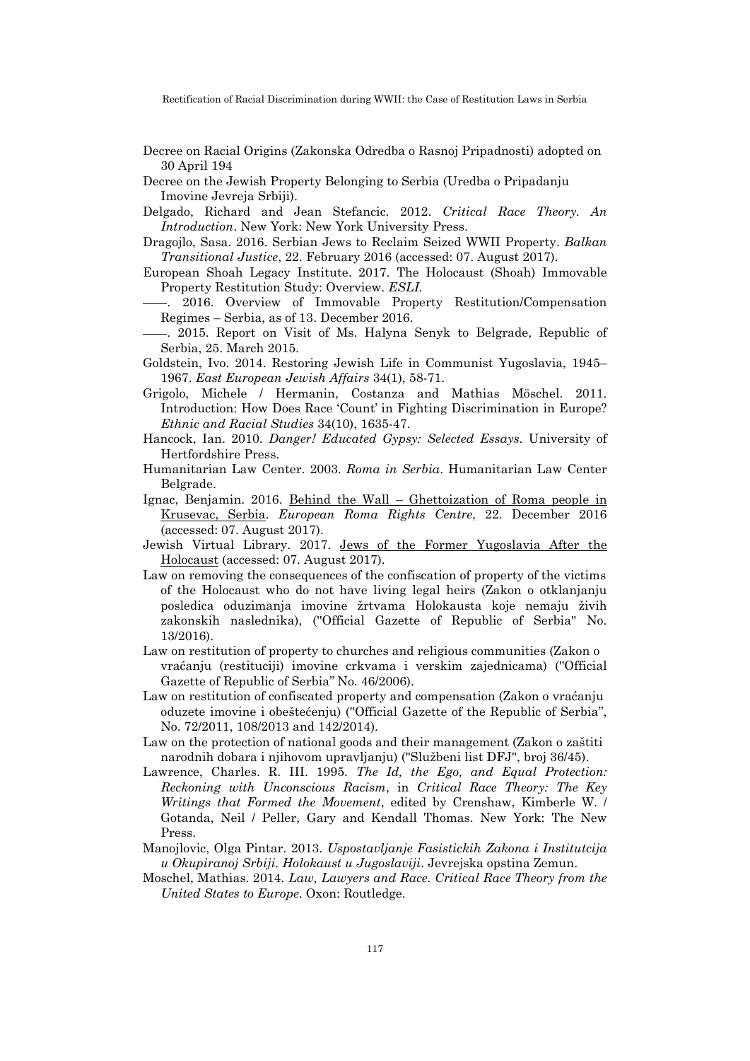Decree on Racial Origins (Zakonska Odredba o Rasnoj Pripadnosti) adopted on 30 April 194

Decree on the Jewish Property Belonging to Serbia (Uredba o Pripadanju Imovine Jevreja Srbiji).

Delgado, Richard and Jean Stefancic. 2012. *Critical Race Theory. An Introduction*. New York: New York University Press.

Dragojlo, Sasa. 2016. Serbian Jews to Reclaim Seized WWII Property. *Balkan Transitional Justice*, 22. February 2016 (accessed: 07. August 2017).

European Shoah Legacy Institute. 2017. The Holocaust (Shoah) Immovable Property Restitution Study: Overview. *ESLI*.

——. 2016. Overview of Immovable Property Restitution/Compensation Regimes – Serbia, as of 13. December 2016.

——. 2015. Report on Visit of Ms. Halyna Senyk to Belgrade, Republic of Serbia, 25. March 2015.

Goldstein, Ivo. 2014. Restoring Jewish Life in Communist Yugoslavia, 1945–1967. *East European Jewish Affairs* 34(1), 58-71.

Grigolo, Michele / Hermanin, Costanza and Mathias Möschel. 2011. Introduction: How Does Race 'Count' in Fighting Discrimination in Europe? *Ethnic and Racial Studies* 34(10), 1635-47.

Hancock, Ian. 2010. *Danger! Educated Gypsy: Selected Essays*. University of Hertfordshire Press.

Humanitarian Law Center. 2003. *Roma in Serbia*. Humanitarian Law Center Belgrade.

Ignac, Benjamin. 2016. Behind the Wall – Ghettoization of Roma people in Krusevac, Serbia. *European Roma Rights Centre*, 22. December 2016 (accessed: 07. August 2017).

Jewish Virtual Library. 2017. Jews of the Former Yugoslavia After the Holocaust (accessed: 07. August 2017).

Law on removing the consequences of the confiscation of property of the victims of the Holocaust who do not have living legal heirs (Zakon o otklanjanju posledica oduzimanja imovine žrtvama Holokausta koje nemaju živih zakonskih naslednika), ("Official Gazette of Republic of Serbia" No. 13/2016).

Law on restitution of property to churches and religious communities (Zakon o vraćanju (restituciji) imovine crkvama i verskim zajednicama) ("Official Gazette of Republic of Serbia" No. 46/2006).

Law on restitution of confiscated property and compensation (Zakon o vraćanju oduzete imovine i obeštećenju) ("Official Gazette of the Republic of Serbia", No. 72/2011, 108/2013 and 142/2014).

Law on the protection of national goods and their management (Zakon o zaštiti narodnih dobara i njihovom upravljanju) ("Službeni list DFJ", broj 36/45).

Lawrence, Charles. R. III. 1995. *The Id, the Ego, and Equal Protection: Reckoning with Unconscious Racism*, in *Critical Race Theory: The Key Writings that Formed the Movement*, edited by Crenshaw, Kimberle W. / Gotanda, Neil / Peller, Gary and Kendall Thomas. New York: The New Press.

Manojlovic, Olga Pintar. 2013. *Uspostavljanje Fasistickih Zakona i Institutcija u Okupiranoj Srbiji. Holokaust u Jugoslaviji*. Jevrejska opstina Zemun.

Moschel, Mathias. 2014. *Law, Lawyers and Race. Critical Race Theory from the United States to Europe*. Oxon: Routledge.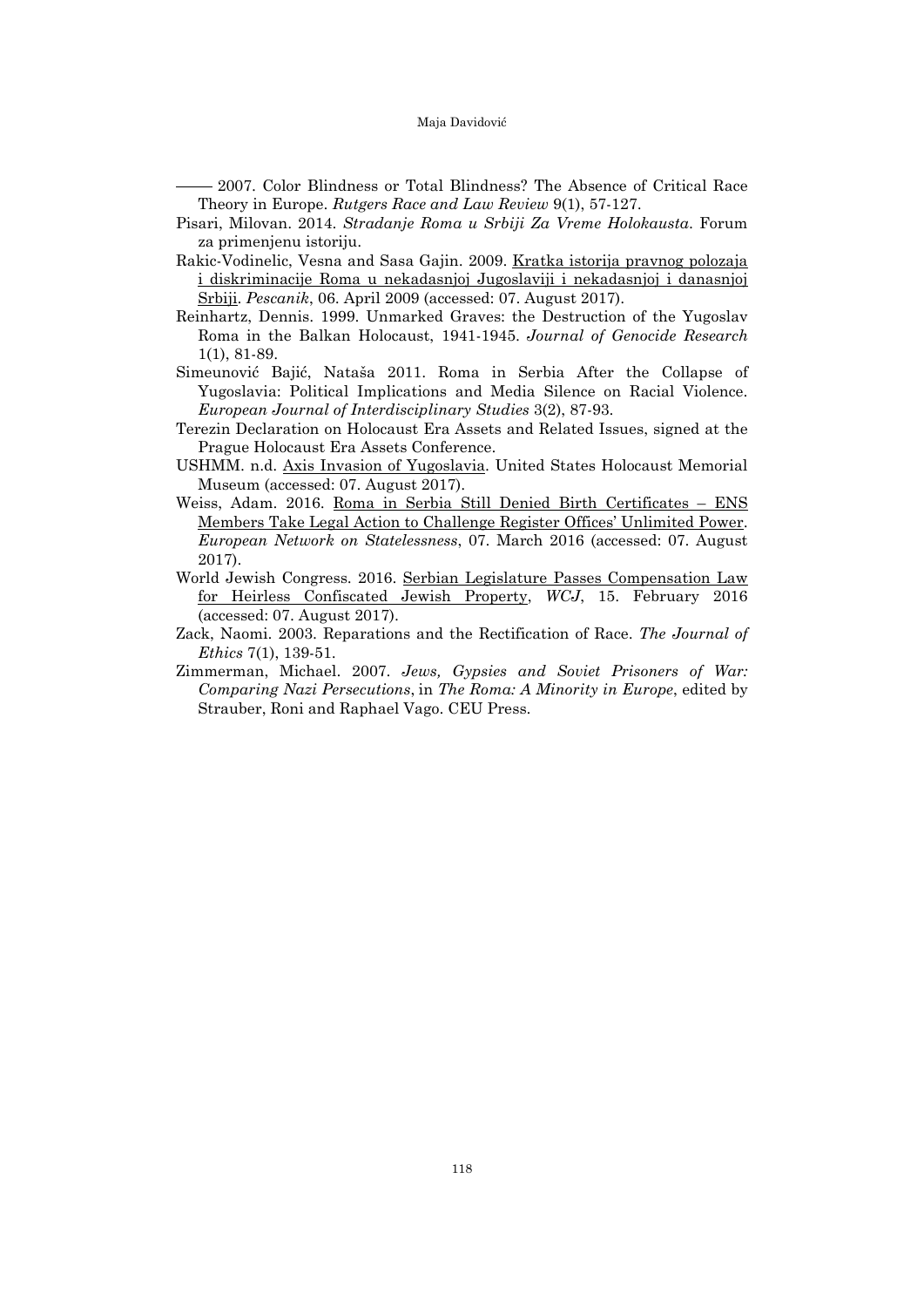——— 2007. Color Blindness or Total Blindness? The Absence of Critical Race Theory in Europe. *Rutgers Race and Law Review* 9(1), 57-127.

Pisari, Milovan. 2014. *Stradanje Roma u Srbiji Za Vreme Holokausta*. Forum za primenjenu istoriju.

Rakic-Vodinelic, Vesna and Sasa Gajin. 2009. Kratka istorija pravnog polozaja i diskriminacije Roma u nekadasnjoj Jugoslaviji i nekadasnjoj i danasnjoj Srbiji. *Pescanik*, 06. April 2009 (accessed: 07. August 2017).

Reinhartz, Dennis. 1999. Unmarked Graves: the Destruction of the Yugoslav Roma in the Balkan Holocaust, 1941-1945. *Journal of Genocide Research* 1(1), 81-89.

Simeunović Bajić, Nataša 2011. Roma in Serbia After the Collapse of Yugoslavia: Political Implications and Media Silence on Racial Violence. *European Journal of Interdisciplinary Studies* 3(2), 87-93.

Terezin Declaration on Holocaust Era Assets and Related Issues, signed at the Prague Holocaust Era Assets Conference.

USHMM. n.d. Axis Invasion of Yugoslavia. United States Holocaust Memorial Museum (accessed: 07. August 2017).

Weiss, Adam. 2016. Roma in Serbia Still Denied Birth Certificates – ENS Members Take Legal Action to Challenge Register Offices' Unlimited Power. *European Network on Statelessness*, 07. March 2016 (accessed: 07. August 2017).

World Jewish Congress. 2016. Serbian Legislature Passes Compensation Law for Heirless Confiscated Jewish Property, *WCJ*, 15. February 2016 (accessed: 07. August 2017).

Zack, Naomi. 2003. Reparations and the Rectification of Race. *The Journal of Ethics* 7(1), 139-51.

Zimmerman, Michael. 2007. *Jews, Gypsies and Soviet Prisoners of War: Comparing Nazi Persecutions*, in *The Roma: A Minority in Europe*, edited by Strauber, Roni and Raphael Vago. CEU Press.